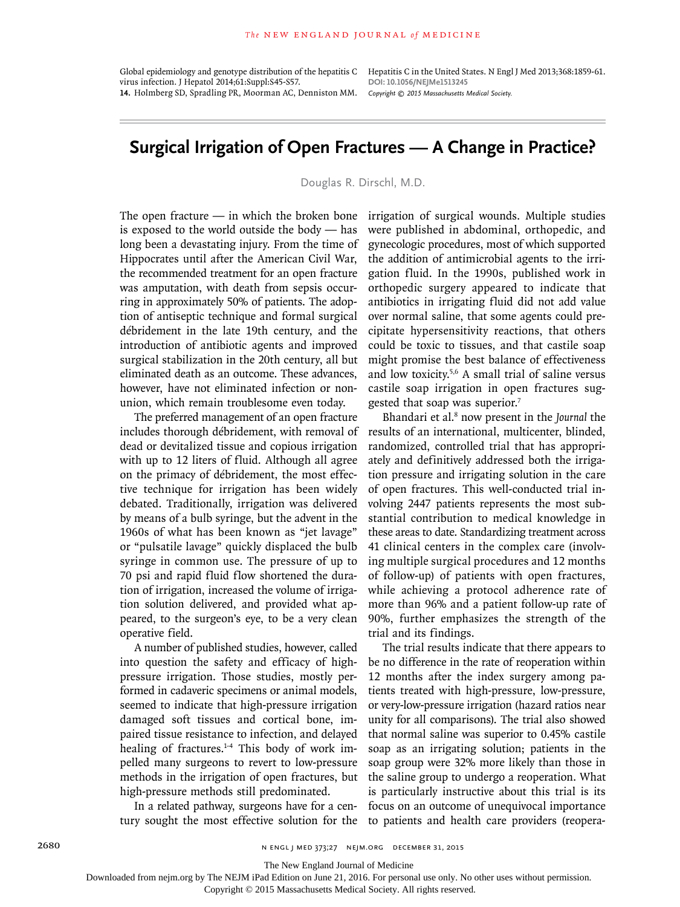Global epidemiology and genotype distribution of the hepatitis C virus infection. J Hepatol 2014;61:Suppl:S45-S57.

14. Holmberg SD, Spradling PR, Moorman AC, Denniston MM. Hepatitis C in the United States. N Engl J Med 2013;368:1859-61.

DOI: 10.1056/NEJMe1513245

*Copyright © 2015 Massachusetts Medical Society.*

# Surgical Irrigation of Open Fractures — A Change in Practice?

Douglas R. Dirschl, M.D.

The open fracture — in which the broken bone is exposed to the world outside the body — has long been a devastating injury. From the time of Hippocrates until after the American Civil War, the recommended treatment for an open fracture was amputation, with death from sepsis occurring in approximately 50% of patients. The adoption of antiseptic technique and formal surgical débridement in the late 19th century, and the introduction of antibiotic agents and improved surgical stabilization in the 20th century, all but eliminated death as an outcome. These advances, however, have not eliminated infection or nonunion, which remain troublesome even today.

The preferred management of an open fracture includes thorough débridement, with removal of dead or devitalized tissue and copious irrigation with up to 12 liters of fluid. Although all agree on the primacy of débridement, the most effective technique for irrigation has been widely debated. Traditionally, irrigation was delivered by means of a bulb syringe, but the advent in the 1960s of what has been known as "jet lavage" or "pulsatile lavage" quickly displaced the bulb syringe in common use. The pressure of up to 70 psi and rapid fluid flow shortened the duration of irrigation, increased the volume of irrigation solution delivered, and provided what appeared, to the surgeon's eye, to be a very clean operative field.

A number of published studies, however, called into question the safety and efficacy of high-pressure irrigation. Those studies, mostly performed in cadaveric specimens or animal models, seemed to indicate that high-pressure irrigation damaged soft tissues and cortical bone, impaired tissue resistance to infection, and delayed healing of fractures.[1-4] This body of work impelled many surgeons to revert to low-pressure methods in the irrigation of open fractures, but high-pressure methods still predominated.

In a related pathway, surgeons have for a century sought the most effective solution for the irrigation of surgical wounds. Multiple studies were published in abdominal, orthopedic, and gynecologic procedures, most of which supported the addition of antimicrobial agents to the irrigation fluid. In the 1990s, published work in orthopedic surgery appeared to indicate that antibiotics in irrigating fluid did not add value over normal saline, that some agents could precipitate hypersensitivity reactions, that others could be toxic to tissues, and that castile soap might promise the best balance of effectiveness and low toxicity.[5,6] A small trial of saline versus castile soap irrigation in open fractures suggested that soap was superior.[7]

Bhandari et al.[8] now present in the *Journal* the results of an international, multicenter, blinded, randomized, controlled trial that has appropriately and definitively addressed both the irrigation pressure and irrigating solution in the care of open fractures. This well-conducted trial involving 2447 patients represents the most substantial contribution to medical knowledge in these areas to date. Standardizing treatment across 41 clinical centers in the complex care (involving multiple surgical procedures and 12 months of follow-up) of patients with open fractures, while achieving a protocol adherence rate of more than 96% and a patient follow-up rate of 90%, further emphasizes the strength of the trial and its findings.

The trial results indicate that there appears to be no difference in the rate of reoperation within 12 months after the index surgery among patients treated with high-pressure, low-pressure, or very-low-pressure irrigation (hazard ratios near unity for all comparisons). The trial also showed that normal saline was superior to 0.45% castile soap as an irrigating solution; patients in the soap group were 32% more likely than those in the saline group to undergo a reoperation. What is particularly instructive about this trial is its focus on an outcome of unequivocal importance to patients and health care providers (reopera-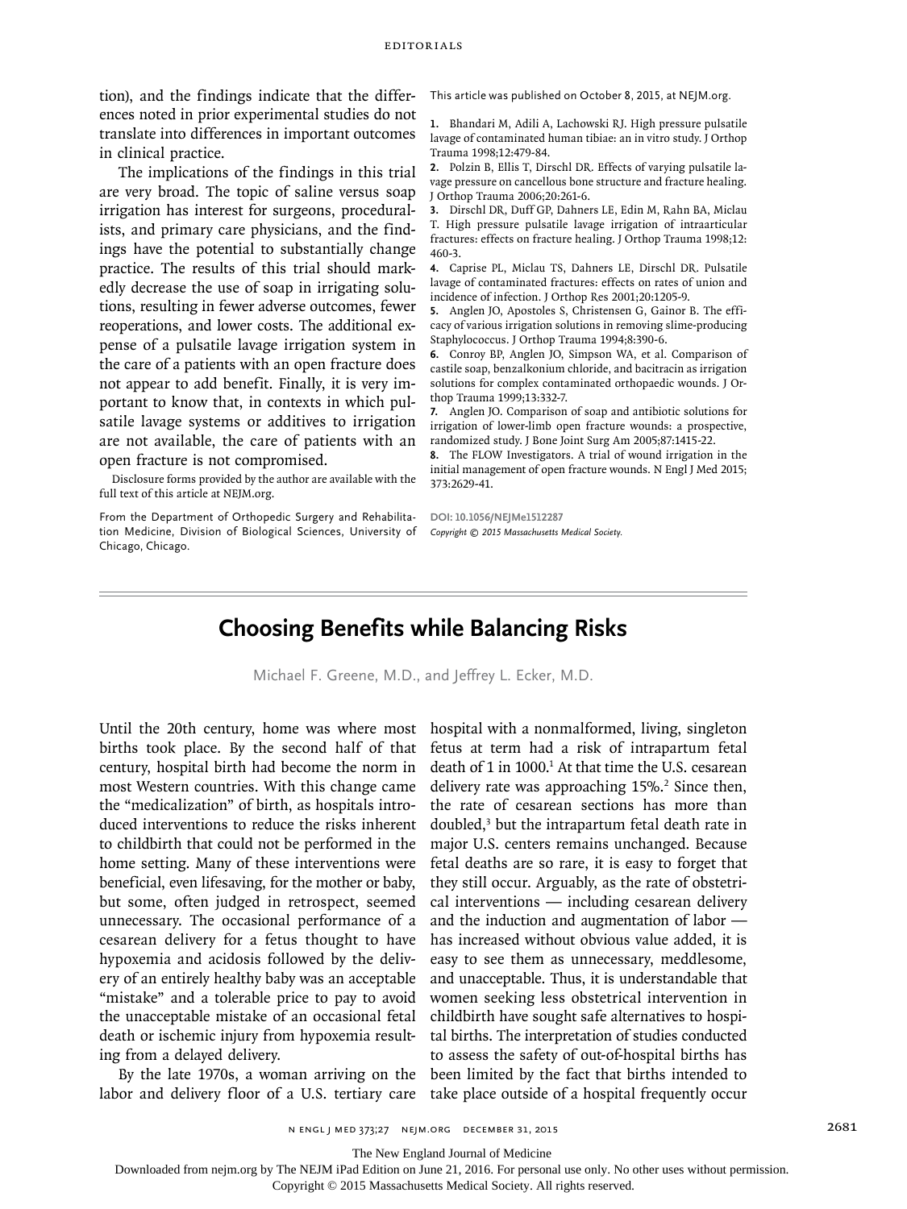tion), and the findings indicate that the differences noted in prior experimental studies do not translate into differences in important outcomes in clinical practice.

The implications of the findings in this trial are very broad. The topic of saline versus soap irrigation has interest for surgeons, proceduralists, and primary care physicians, and the findings have the potential to substantially change practice. The results of this trial should markedly decrease the use of soap in irrigating solutions, resulting in fewer adverse outcomes, fewer reoperations, and lower costs. The additional expense of a pulsatile lavage irrigation system in the care of a patients with an open fracture does not appear to add benefit. Finally, it is very important to know that, in contexts in which pulsatile lavage systems or additives to irrigation are not available, the care of patients with an open fracture is not compromised.

Disclosure forms provided by the author are available with the full text of this article at NEJM.org.

From the Department of Orthopedic Surgery and Rehabilitation Medicine, Division of Biological Sciences, University of Chicago, Chicago.

This article was published on October 8, 2015, at NEJM.org.

1. Bhandari M, Adili A, Lachowski RJ. High pressure pulsatile lavage of contaminated human tibiae: an in vitro study. J Orthop Trauma 1998;12:479-84.
2. Polzin B, Ellis T, Dirschl DR. Effects of varying pulsatile lavage pressure on cancellous bone structure and fracture healing. J Orthop Trauma 2006;20:261-6.
3. Dirschl DR, Duff GP, Dahners LE, Edin M, Rahn BA, Miclau T. High pressure pulsatile lavage irrigation of intraarticular fractures: effects on fracture healing. J Orthop Trauma 1998;12:460-3.
4. Caprise PL, Miclau TS, Dahners LE, Dirschl DR. Pulsatile lavage of contaminated fractures: effects on rates of union and incidence of infection. J Orthop Res 2001;20:1205-9.
5. Anglen JO, Apostoles S, Christensen G, Gainor B. The efficacy of various irrigation solutions in removing slime-producing Staphylococcus. J Orthop Trauma 1994;8:390-6.
6. Conroy BP, Anglen JO, Simpson WA, et al. Comparison of castile soap, benzalkonium chloride, and bacitracin as irrigation solutions for complex contaminated orthopaedic wounds. J Orthop Trauma 1999;13:332-7.
7. Anglen JO. Comparison of soap and antibiotic solutions for irrigation of lower-limb open fracture wounds: a prospective, randomized study. J Bone Joint Surg Am 2005;87:1415-22.
8. The FLOW Investigators. A trial of wound irrigation in the initial management of open fracture wounds. N Engl J Med 2015;373:2629-41.

DOI: 10.1056/NEJMe1512287

*Copyright © 2015 Massachusetts Medical Society.*

# Choosing Benefits while Balancing Risks

Michael F. Greene, M.D., and Jeffrey L. Ecker, M.D.

Until the 20th century, home was where most births took place. By the second half of that century, hospital birth had become the norm in most Western countries. With this change came the "medicalization" of birth, as hospitals introduced interventions to reduce the risks inherent to childbirth that could not be performed in the home setting. Many of these interventions were beneficial, even lifesaving, for the mother or baby, but some, often judged in retrospect, seemed unnecessary. The occasional performance of a cesarean delivery for a fetus thought to have hypoxemia and acidosis followed by the delivery of an entirely healthy baby was an acceptable "mistake" and a tolerable price to pay to avoid the unacceptable mistake of an occasional fetal death or ischemic injury from hypoxemia resulting from a delayed delivery.

By the late 1970s, a woman arriving on the labor and delivery floor of a U.S. tertiary care hospital with a nonmalformed, living, singleton fetus at term had a risk of intrapartum fetal death of 1 in 1000.[1] At that time the U.S. cesarean delivery rate was approaching 15%.[2] Since then, the rate of cesarean sections has more than doubled,[3] but the intrapartum fetal death rate in major U.S. centers remains unchanged. Because fetal deaths are so rare, it is easy to forget that they still occur. Arguably, as the rate of obstetrical interventions — including cesarean delivery and the induction and augmentation of labor — has increased without obvious value added, it is easy to see them as unnecessary, meddlesome, and unacceptable. Thus, it is understandable that women seeking less obstetrical intervention in childbirth have sought safe alternatives to hospital births. The interpretation of studies conducted to assess the safety of out-of-hospital births has been limited by the fact that births intended to take place outside of a hospital frequently occur